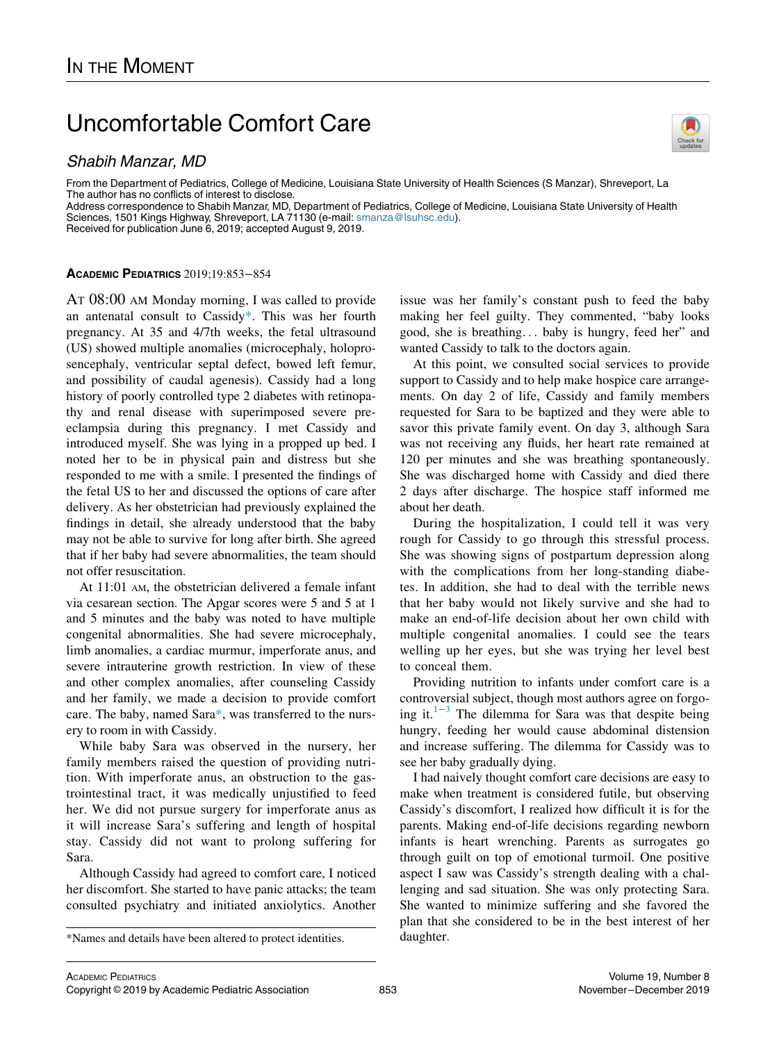# IN THE MOMENT

# Uncomfortable Comfort Care

*Shabih Manzar, MD*

From the Department of Pediatrics, College of Medicine, Louisiana State University of Health Sciences (S Manzar), Shreveport, La
The author has no conflicts of interest to disclose.
Address correspondence to Shabih Manzar, MD, Department of Pediatrics, College of Medicine, Louisiana State University of Health Sciences, 1501 Kings Highway, Shreveport, LA 71130 (e-mail: smanza@lsuhsc.edu).
Received for publication June 6, 2019; accepted August 9, 2019.

**ACADEMIC PEDIATRICS** 2019;19:853–854

AT 08:00 AM Monday morning, I was called to provide an antenatal consult to Cassidy*. This was her fourth pregnancy. At 35 and 4/7th weeks, the fetal ultrasound (US) showed multiple anomalies (microcephaly, holoprosencephaly, ventricular septal defect, bowed left femur, and possibility of caudal agenesis). Cassidy had a long history of poorly controlled type 2 diabetes with retinopathy and renal disease with superimposed severe preeclampsia during this pregnancy. I met Cassidy and introduced myself. She was lying in a propped up bed. I noted her to be in physical pain and distress but she responded to me with a smile. I presented the findings of the fetal US to her and discussed the options of care after delivery. As her obstetrician had previously explained the findings in detail, she already understood that the baby may not be able to survive for long after birth. She agreed that if her baby had severe abnormalities, the team should not offer resuscitation.

At 11:01 AM, the obstetrician delivered a female infant via cesarean section. The Apgar scores were 5 and 5 at 1 and 5 minutes and the baby was noted to have multiple congenital abnormalities. She had severe microcephaly, limb anomalies, a cardiac murmur, imperforate anus, and severe intrauterine growth restriction. In view of these and other complex anomalies, after counseling Cassidy and her family, we made a decision to provide comfort care. The baby, named Sara*, was transferred to the nursery to room in with Cassidy.

While baby Sara was observed in the nursery, her family members raised the question of providing nutrition. With imperforate anus, an obstruction to the gastrointestinal tract, it was medically unjustified to feed her. We did not pursue surgery for imperforate anus as it will increase Sara's suffering and length of hospital stay. Cassidy did not want to prolong suffering for Sara.

Although Cassidy had agreed to comfort care, I noticed her discomfort. She started to have panic attacks; the team consulted psychiatry and initiated anxiolytics. Another issue was her family's constant push to feed the baby making her feel guilty. They commented, "baby looks good, she is breathing... baby is hungry, feed her" and wanted Cassidy to talk to the doctors again.

At this point, we consulted social services to provide support to Cassidy and to help make hospice care arrangements. On day 2 of life, Cassidy and family members requested for Sara to be baptized and they were able to savor this private family event. On day 3, although Sara was not receiving any fluids, her heart rate remained at 120 per minutes and she was breathing spontaneously. She was discharged home with Cassidy and died there 2 days after discharge. The hospice staff informed me about her death.

During the hospitalization, I could tell it was very rough for Cassidy to go through this stressful process. She was showing signs of postpartum depression along with the complications from her long-standing diabetes. In addition, she had to deal with the terrible news that her baby would not likely survive and she had to make an end-of-life decision about her own child with multiple congenital anomalies. I could see the tears welling up her eyes, but she was trying her level best to conceal them.

Providing nutrition to infants under comfort care is a controversial subject, though most authors agree on forgoing it.[1–3] The dilemma for Sara was that despite being hungry, feeding her would cause abdominal distension and increase suffering. The dilemma for Cassidy was to see her baby gradually dying.

I had naively thought comfort care decisions are easy to make when treatment is considered futile, but observing Cassidy's discomfort, I realized how difficult it is for the parents. Making end-of-life decisions regarding newborn infants is heart wrenching. Parents as surrogates go through guilt on top of emotional turmoil. One positive aspect I saw was Cassidy's strength dealing with a challenging and sad situation. She was only protecting Sara. She wanted to minimize suffering and she favored the plan that she considered to be in the best interest of her daughter.

*Names and details have been altered to protect identities.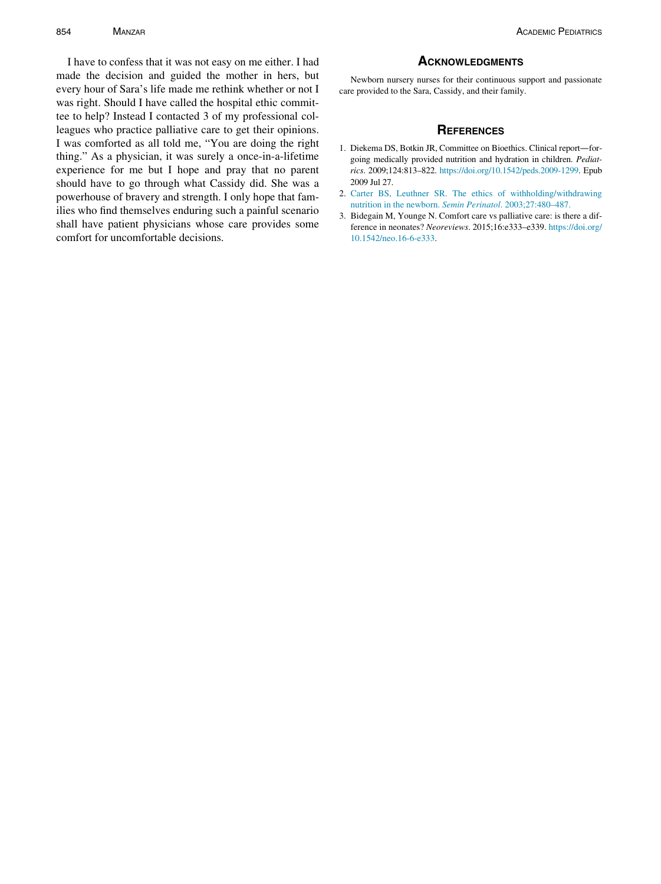I have to confess that it was not easy on me either. I had made the decision and guided the mother in hers, but every hour of Sara's life made me rethink whether or not I was right. Should I have called the hospital ethic committee to help? Instead I contacted 3 of my professional colleagues who practice palliative care to get their opinions. I was comforted as all told me, "You are doing the right thing." As a physician, it was surely a once-in-a-lifetime experience for me but I hope and pray that no parent should have to go through what Cassidy did. She was a powerhouse of bravery and strength. I only hope that families who find themselves enduring such a painful scenario shall have patient physicians whose care provides some comfort for uncomfortable decisions.

## Acknowledgments

Newborn nursery nurses for their continuous support and passionate care provided to the Sara, Cassidy, and their family.

## References

1. Diekema DS, Botkin JR, Committee on Bioethics. Clinical report—forgoing medically provided nutrition and hydration in children. *Pediatrics*. 2009;124:813–822. https://doi.org/10.1542/peds.2009-1299. Epub 2009 Jul 27.
2. Carter BS, Leuthner SR. The ethics of withholding/withdrawing nutrition in the newborn. *Semin Perinatol*. 2003;27:480–487.
3. Bidegain M, Younge N. Comfort care vs palliative care: is there a difference in neonates? *Neoreviews*. 2015;16:e333–e339. https://doi.org/10.1542/neo.16-6-e333.